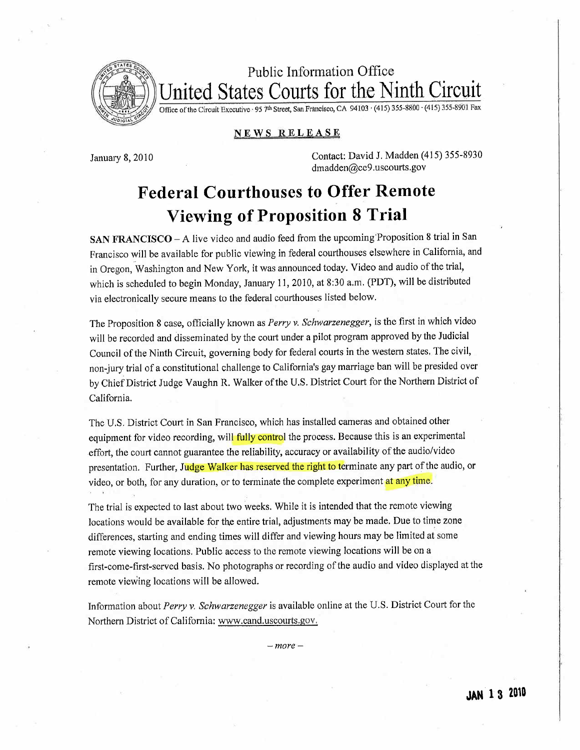Public Information Office

# United States Courts for the Ninth Circuit

Office of the Circuit Executive · 95 7th Street, San Francisco, CA 94103 · (415) 355-8800 · (415) 355-8901 Fax

**NEWS RELEASE**

January 8, 2010

Contact: David J. Madden (415) 355-8930
dmadden@ce9.uscourts.gov

## Federal Courthouses to Offer Remote Viewing of Proposition 8 Trial

**SAN FRANCISCO** – A live video and audio feed from the upcoming Proposition 8 trial in San Francisco will be available for public viewing in federal courthouses elsewhere in California, and in Oregon, Washington and New York, it was announced today. Video and audio of the trial, which is scheduled to begin Monday, January 11, 2010, at 8:30 a.m. (PDT), will be distributed via electronically secure means to the federal courthouses listed below.

The Proposition 8 case, officially known as *Perry v. Schwarzenegger*, is the first in which video will be recorded and disseminated by the court under a pilot program approved by the Judicial Council of the Ninth Circuit, governing body for federal courts in the western states. The civil, non-jury trial of a constitutional challenge to California's gay marriage ban will be presided over by Chief District Judge Vaughn R. Walker of the U.S. District Court for the Northern District of California.

The U.S. District Court in San Francisco, which has installed cameras and obtained other equipment for video recording, will fully control the process. Because this is an experimental effort, the court cannot guarantee the reliability, accuracy or availability of the audio/video presentation. Further, Judge Walker has reserved the right to terminate any part of the audio, or video, or both, for any duration, or to terminate the complete experiment at any time.

The trial is expected to last about two weeks. While it is intended that the remote viewing locations would be available for the entire trial, adjustments may be made. Due to time zone differences, starting and ending times will differ and viewing hours may be limited at some remote viewing locations. Public access to the remote viewing locations will be on a first-come-first-served basis. No photographs or recording of the audio and video displayed at the remote viewing locations will be allowed.

Information about *Perry v. Schwarzenegger* is available online at the U.S. District Court for the Northern District of California: www.cand.uscourts.gov.

– more –

JAN 13 2010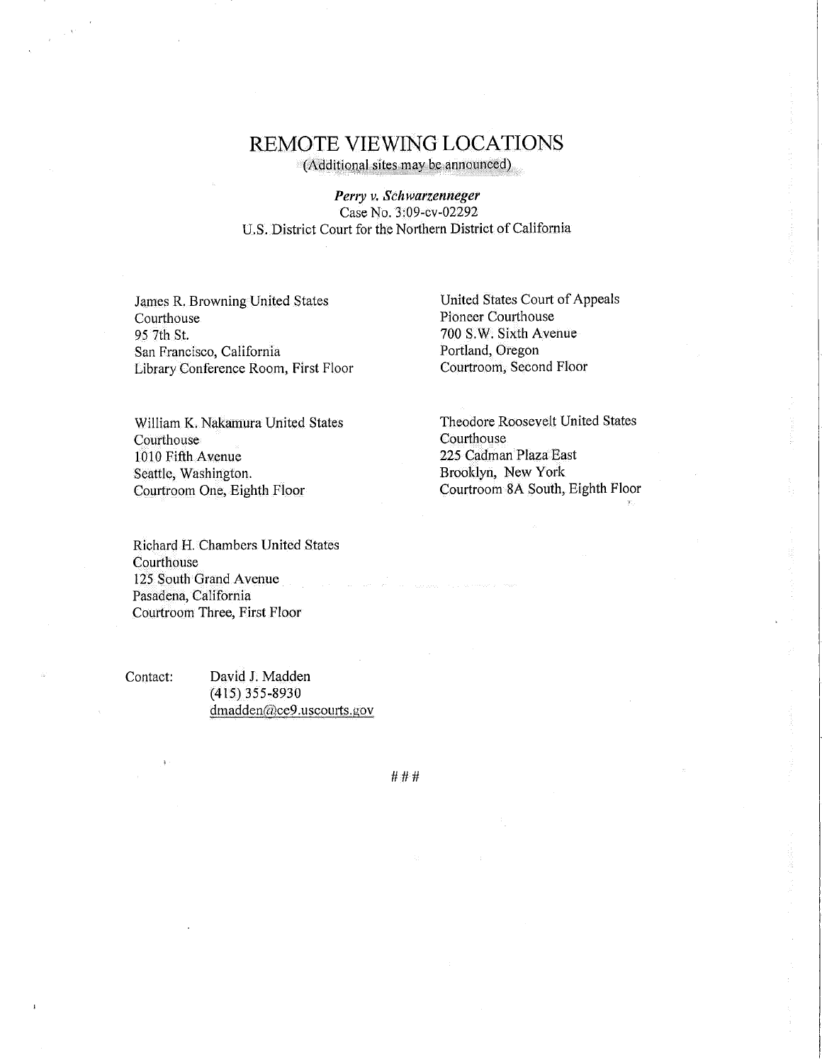# REMOTE VIEWING LOCATIONS

(Additional sites may be announced)

***Perry v. Schwarzenneger***
Case No. 3:09-cv-02292
U.S. District Court for the Northern District of California

James R. Browning United States
Courthouse
95 7th St.
San Francisco, California
Library Conference Room, First Floor

William K. Nakamura United States
Courthouse
1010 Fifth Avenue
Seattle, Washington.
Courtroom One, Eighth Floor

Richard H. Chambers United States
Courthouse
125 South Grand Avenue
Pasadena, California
Courtroom Three, First Floor

United States Court of Appeals
Pioneer Courthouse
700 S.W. Sixth Avenue
Portland, Oregon
Courtroom, Second Floor

Theodore Roosevelt United States
Courthouse
225 Cadman Plaza East
Brooklyn, New York
Courtroom 8A South, Eighth Floor

Contact: David J. Madden
(415) 355-8930
dmadden@ce9.uscourts.gov

# # #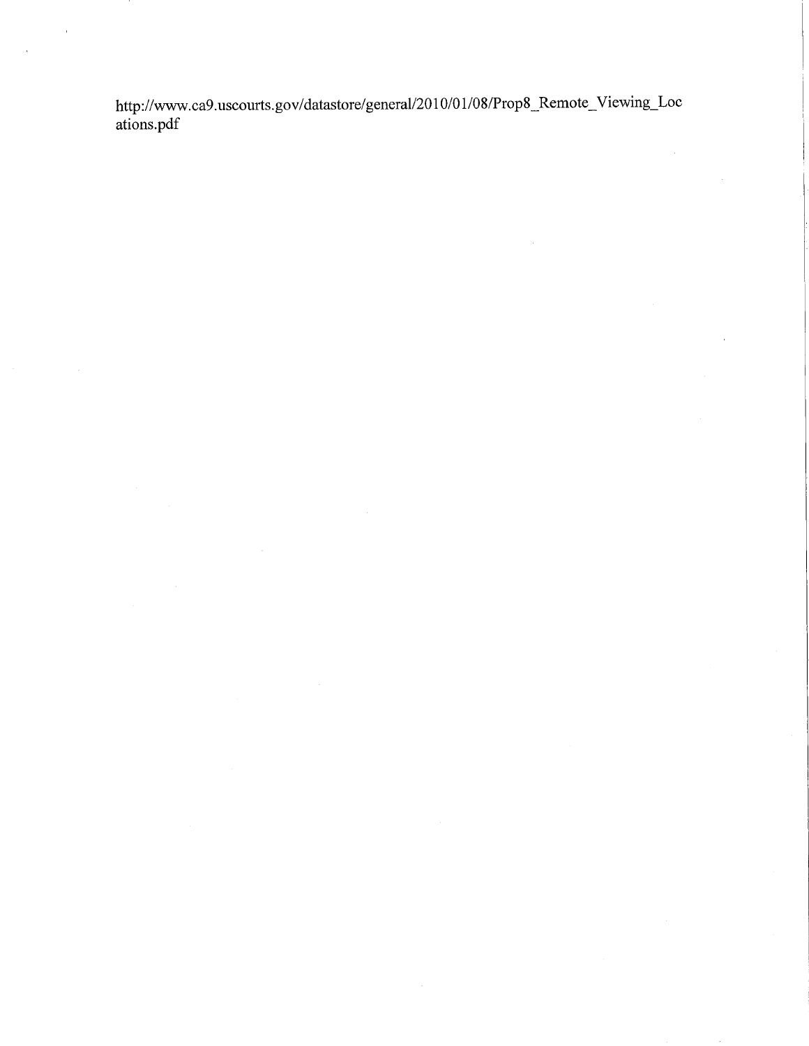http://www.ca9.uscourts.gov/datastore/general/2010/01/08/Prop8_Remote_Viewing_Locations.pdf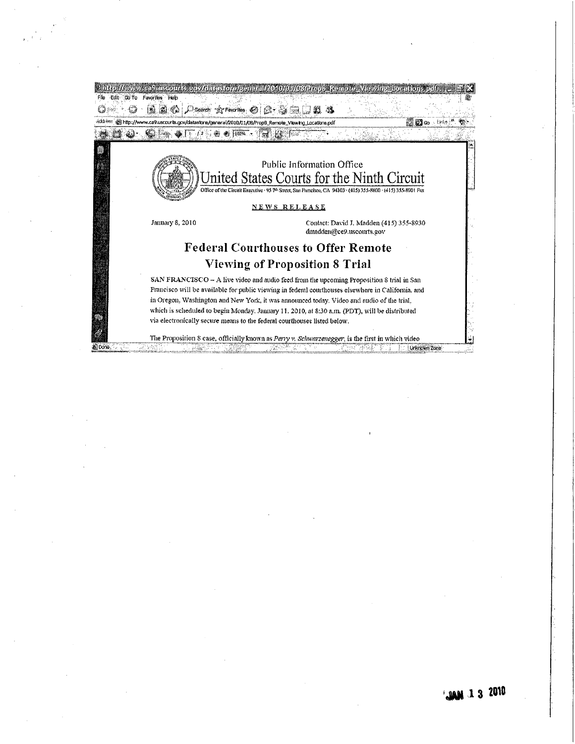http://www.ca9.uscourts.gov/datastore/general/2010/01/08/Prop8_Remote_Viewing_Locations.pdf

Public Information Office

# United States Courts for the Ninth Circuit

Office of the Circuit Executive · 95 7th Street, San Francisco, CA 94103 · (415) 355-8800 · (415) 355-8901 Fax

NEWS RELEASE

January 8, 2010

Contact: David J. Madden (415) 355-8930
dmadden@ce9.uscourts.gov

## Federal Courthouses to Offer Remote Viewing of Proposition 8 Trial

SAN FRANCISCO – A live video and audio feed from the upcoming Proposition 8 trial in San Francisco will be available for public viewing in federal courthouses elsewhere in California, and in Oregon, Washington and New York, it was announced today. Video and audio of the trial, which is scheduled to begin Monday, January 11, 2010, at 8:30 a.m. (PDT), will be distributed via electronically secure means to the federal courthouses listed below.

The Proposition 8 case, officially known as *Perry v. Schwarzenegger*, is the first in which video

JAN 13 2010